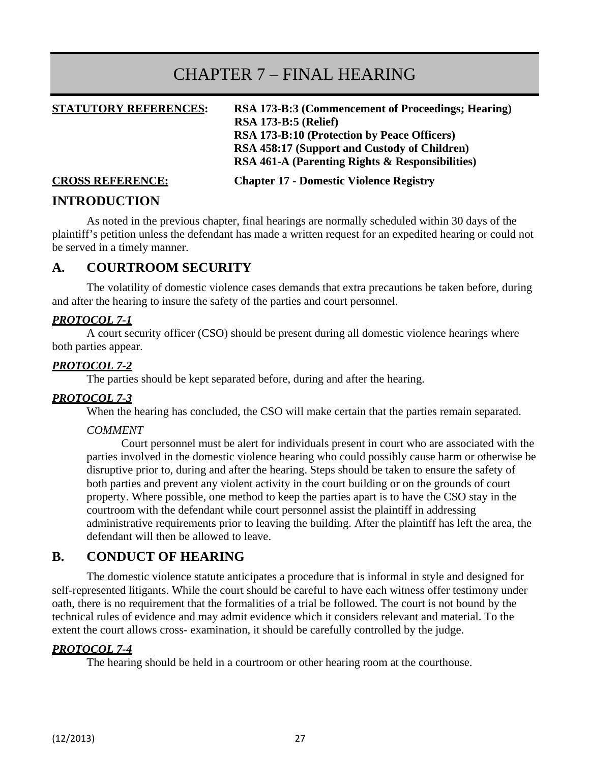# CHAPTER 7 – FINAL HEARING

**STATUTORY REFERENCES:** **RSA 173-B:3 (Commencement of Proceedings; Hearing)**
**RSA 173-B:5 (Relief)**
**RSA 173-B:10 (Protection by Peace Officers)**
**RSA 458:17 (Support and Custody of Children)**
**RSA 461-A (Parenting Rights & Responsibilities)**

**CROSS REFERENCE:** **Chapter 17 - Domestic Violence Registry**

## INTRODUCTION

As noted in the previous chapter, final hearings are normally scheduled within 30 days of the plaintiff's petition unless the defendant has made a written request for an expedited hearing or could not be served in a timely manner.

## A. COURTROOM SECURITY

The volatility of domestic violence cases demands that extra precautions be taken before, during and after the hearing to insure the safety of the parties and court personnel.

***PROTOCOL 7-1***

A court security officer (CSO) should be present during all domestic violence hearings where both parties appear.

***PROTOCOL 7-2***

The parties should be kept separated before, during and after the hearing.

***PROTOCOL 7-3***

When the hearing has concluded, the CSO will make certain that the parties remain separated.

*COMMENT*

Court personnel must be alert for individuals present in court who are associated with the parties involved in the domestic violence hearing who could possibly cause harm or otherwise be disruptive prior to, during and after the hearing. Steps should be taken to ensure the safety of both parties and prevent any violent activity in the court building or on the grounds of court property. Where possible, one method to keep the parties apart is to have the CSO stay in the courtroom with the defendant while court personnel assist the plaintiff in addressing administrative requirements prior to leaving the building. After the plaintiff has left the area, the defendant will then be allowed to leave.

## B. CONDUCT OF HEARING

The domestic violence statute anticipates a procedure that is informal in style and designed for self-represented litigants. While the court should be careful to have each witness offer testimony under oath, there is no requirement that the formalities of a trial be followed. The court is not bound by the technical rules of evidence and may admit evidence which it considers relevant and material. To the extent the court allows cross- examination, it should be carefully controlled by the judge.

***PROTOCOL 7-4***

The hearing should be held in a courtroom or other hearing room at the courthouse.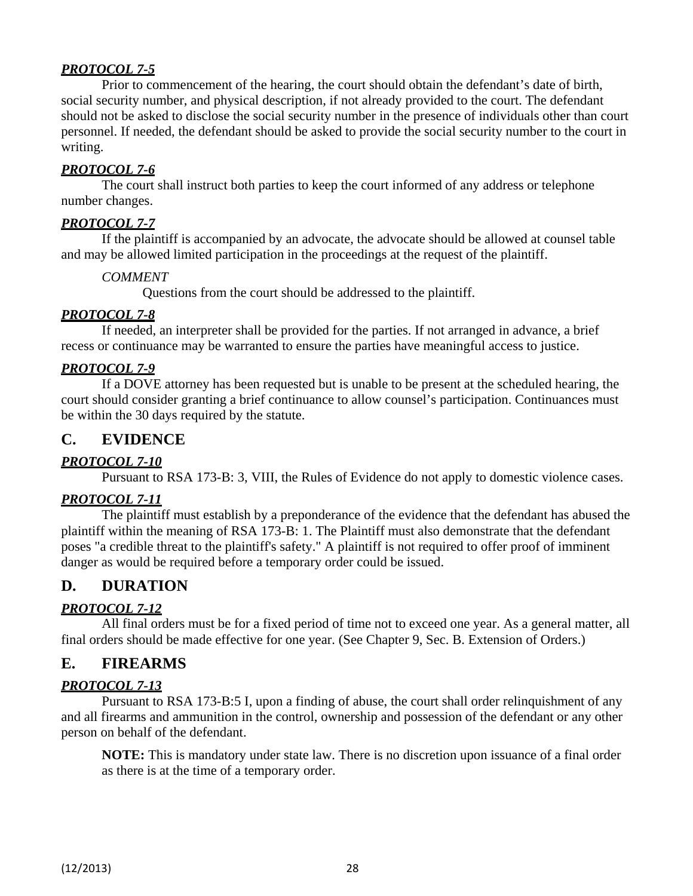***PROTOCOL 7-5***

Prior to commencement of the hearing, the court should obtain the defendant's date of birth, social security number, and physical description, if not already provided to the court. The defendant should not be asked to disclose the social security number in the presence of individuals other than court personnel. If needed, the defendant should be asked to provide the social security number to the court in writing.

***PROTOCOL 7-6***

The court shall instruct both parties to keep the court informed of any address or telephone number changes.

***PROTOCOL 7-7***

If the plaintiff is accompanied by an advocate, the advocate should be allowed at counsel table and may be allowed limited participation in the proceedings at the request of the plaintiff.

*COMMENT*

Questions from the court should be addressed to the plaintiff.

***PROTOCOL 7-8***

If needed, an interpreter shall be provided for the parties. If not arranged in advance, a brief recess or continuance may be warranted to ensure the parties have meaningful access to justice.

***PROTOCOL 7-9***

If a DOVE attorney has been requested but is unable to be present at the scheduled hearing, the court should consider granting a brief continuance to allow counsel's participation. Continuances must be within the 30 days required by the statute.

## C. EVIDENCE

***PROTOCOL 7-10***

Pursuant to RSA 173-B: 3, VIII, the Rules of Evidence do not apply to domestic violence cases.

***PROTOCOL 7-11***

The plaintiff must establish by a preponderance of the evidence that the defendant has abused the plaintiff within the meaning of RSA 173-B: 1. The Plaintiff must also demonstrate that the defendant poses "a credible threat to the plaintiff's safety." A plaintiff is not required to offer proof of imminent danger as would be required before a temporary order could be issued.

## D. DURATION

***PROTOCOL 7-12***

All final orders must be for a fixed period of time not to exceed one year. As a general matter, all final orders should be made effective for one year. (See Chapter 9, Sec. B. Extension of Orders.)

## E. FIREARMS

***PROTOCOL 7-13***

Pursuant to RSA 173-B:5 I, upon a finding of abuse, the court shall order relinquishment of any and all firearms and ammunition in the control, ownership and possession of the defendant or any other person on behalf of the defendant.

**NOTE:** This is mandatory under state law. There is no discretion upon issuance of a final order as there is at the time of a temporary order.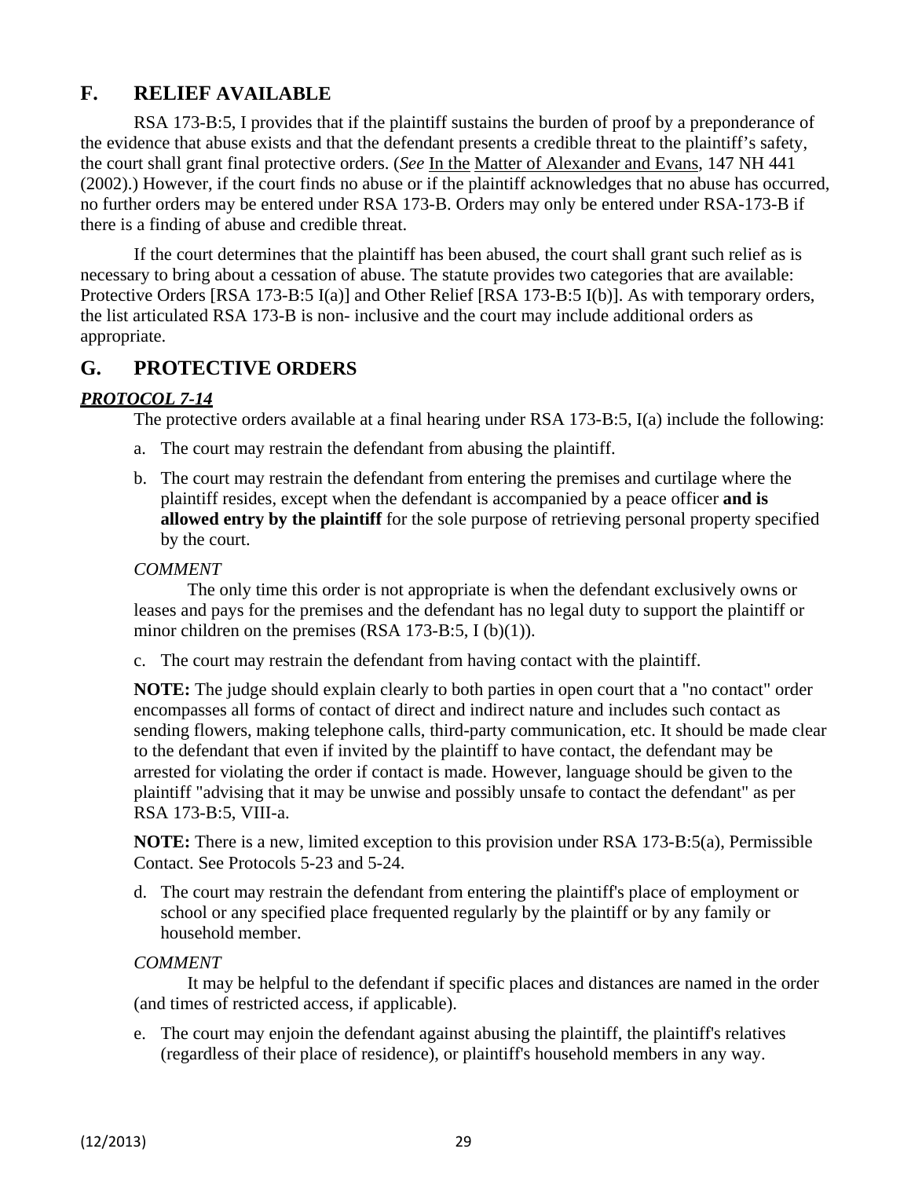## F. RELIEF AVAILABLE

RSA 173-B:5, I provides that if the plaintiff sustains the burden of proof by a preponderance of the evidence that abuse exists and that the defendant presents a credible threat to the plaintiff's safety, the court shall grant final protective orders. (*See* In the Matter of Alexander and Evans, 147 NH 441 (2002).) However, if the court finds no abuse or if the plaintiff acknowledges that no abuse has occurred, no further orders may be entered under RSA 173-B. Orders may only be entered under RSA-173-B if there is a finding of abuse and credible threat.

If the court determines that the plaintiff has been abused, the court shall grant such relief as is necessary to bring about a cessation of abuse. The statute provides two categories that are available: Protective Orders [RSA 173-B:5 I(a)] and Other Relief [RSA 173-B:5 I(b)]. As with temporary orders, the list articulated RSA 173-B is non- inclusive and the court may include additional orders as appropriate.

## G. PROTECTIVE ORDERS

***PROTOCOL 7-14***

The protective orders available at a final hearing under RSA 173-B:5, I(a) include the following:

a. The court may restrain the defendant from abusing the plaintiff.

b. The court may restrain the defendant from entering the premises and curtilage where the plaintiff resides, except when the defendant is accompanied by a peace officer **and is allowed entry by the plaintiff** for the sole purpose of retrieving personal property specified by the court.

*COMMENT*

The only time this order is not appropriate is when the defendant exclusively owns or leases and pays for the premises and the defendant has no legal duty to support the plaintiff or minor children on the premises (RSA 173-B:5, I (b)(1)).

c. The court may restrain the defendant from having contact with the plaintiff.

**NOTE:** The judge should explain clearly to both parties in open court that a "no contact" order encompasses all forms of contact of direct and indirect nature and includes such contact as sending flowers, making telephone calls, third-party communication, etc. It should be made clear to the defendant that even if invited by the plaintiff to have contact, the defendant may be arrested for violating the order if contact is made. However, language should be given to the plaintiff "advising that it may be unwise and possibly unsafe to contact the defendant" as per RSA 173-B:5, VIII-a.

**NOTE:** There is a new, limited exception to this provision under RSA 173-B:5(a), Permissible Contact. See Protocols 5-23 and 5-24.

d. The court may restrain the defendant from entering the plaintiff's place of employment or school or any specified place frequented regularly by the plaintiff or by any family or household member.

*COMMENT*

It may be helpful to the defendant if specific places and distances are named in the order (and times of restricted access, if applicable).

e. The court may enjoin the defendant against abusing the plaintiff, the plaintiff's relatives (regardless of their place of residence), or plaintiff's household members in any way.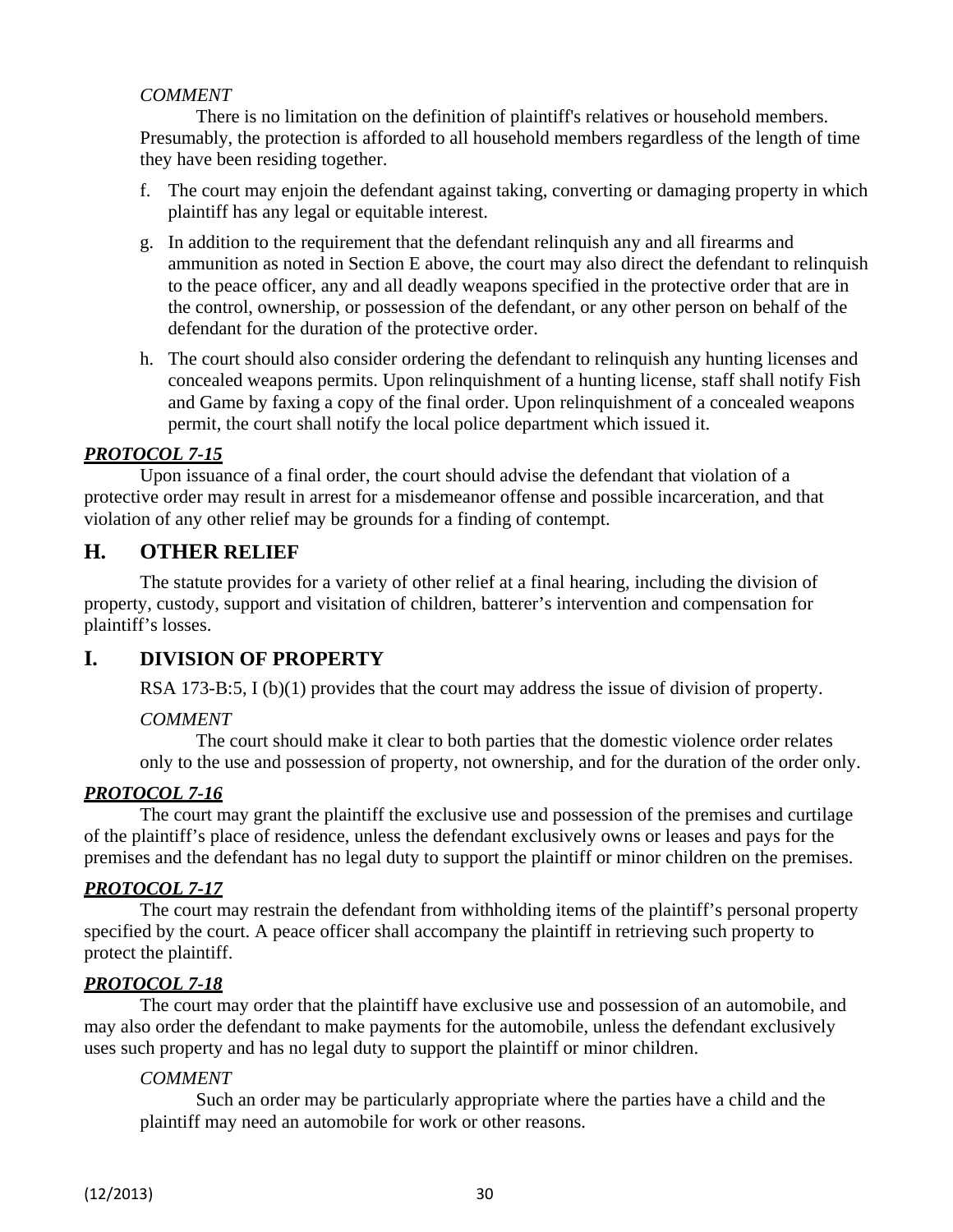*COMMENT*

There is no limitation on the definition of plaintiff's relatives or household members. Presumably, the protection is afforded to all household members regardless of the length of time they have been residing together.

f. The court may enjoin the defendant against taking, converting or damaging property in which plaintiff has any legal or equitable interest.

g. In addition to the requirement that the defendant relinquish any and all firearms and ammunition as noted in Section E above, the court may also direct the defendant to relinquish to the peace officer, any and all deadly weapons specified in the protective order that are in the control, ownership, or possession of the defendant, or any other person on behalf of the defendant for the duration of the protective order.

h. The court should also consider ordering the defendant to relinquish any hunting licenses and concealed weapons permits. Upon relinquishment of a hunting license, staff shall notify Fish and Game by faxing a copy of the final order. Upon relinquishment of a concealed weapons permit, the court shall notify the local police department which issued it.

***PROTOCOL 7-15***

Upon issuance of a final order, the court should advise the defendant that violation of a protective order may result in arrest for a misdemeanor offense and possible incarceration, and that violation of any other relief may be grounds for a finding of contempt.

## H. OTHER RELIEF

The statute provides for a variety of other relief at a final hearing, including the division of property, custody, support and visitation of children, batterer's intervention and compensation for plaintiff's losses.

## I. DIVISION OF PROPERTY

RSA 173-B:5, I (b)(1) provides that the court may address the issue of division of property.

*COMMENT*

The court should make it clear to both parties that the domestic violence order relates only to the use and possession of property, not ownership, and for the duration of the order only.

***PROTOCOL 7-16***

The court may grant the plaintiff the exclusive use and possession of the premises and curtilage of the plaintiff's place of residence, unless the defendant exclusively owns or leases and pays for the premises and the defendant has no legal duty to support the plaintiff or minor children on the premises.

***PROTOCOL 7-17***

The court may restrain the defendant from withholding items of the plaintiff's personal property specified by the court. A peace officer shall accompany the plaintiff in retrieving such property to protect the plaintiff.

***PROTOCOL 7-18***

The court may order that the plaintiff have exclusive use and possession of an automobile, and may also order the defendant to make payments for the automobile, unless the defendant exclusively uses such property and has no legal duty to support the plaintiff or minor children.

*COMMENT*

Such an order may be particularly appropriate where the parties have a child and the plaintiff may need an automobile for work or other reasons.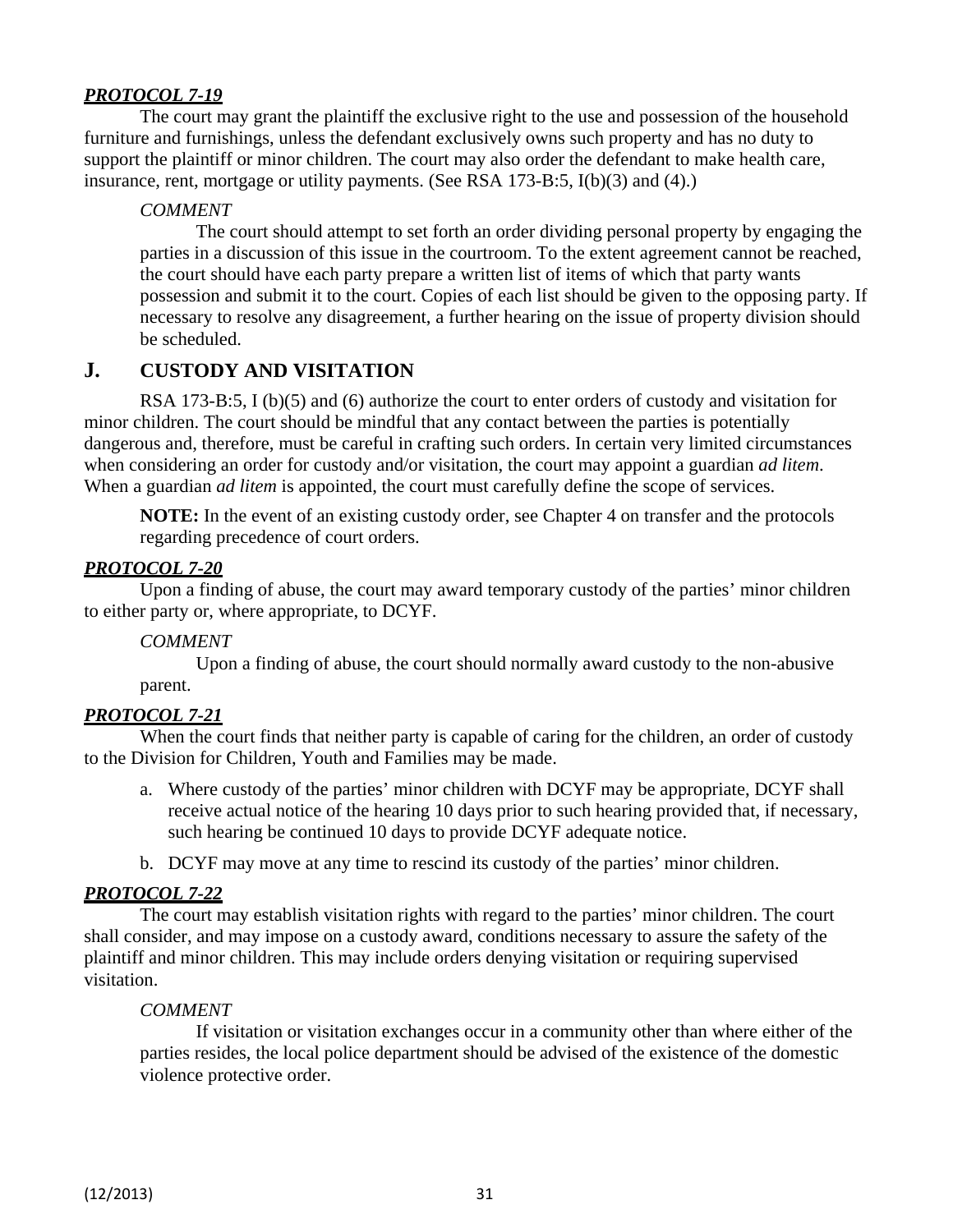***PROTOCOL 7-19***

The court may grant the plaintiff the exclusive right to the use and possession of the household furniture and furnishings, unless the defendant exclusively owns such property and has no duty to support the plaintiff or minor children. The court may also order the defendant to make health care, insurance, rent, mortgage or utility payments. (See RSA 173-B:5, I(b)(3) and (4).)

> *COMMENT*
>
> The court should attempt to set forth an order dividing personal property by engaging the parties in a discussion of this issue in the courtroom. To the extent agreement cannot be reached, the court should have each party prepare a written list of items of which that party wants possession and submit it to the court. Copies of each list should be given to the opposing party. If necessary to resolve any disagreement, a further hearing on the issue of property division should be scheduled.

## J. CUSTODY AND VISITATION

RSA 173-B:5, I (b)(5) and (6) authorize the court to enter orders of custody and visitation for minor children. The court should be mindful that any contact between the parties is potentially dangerous and, therefore, must be careful in crafting such orders. In certain very limited circumstances when considering an order for custody and/or visitation, the court may appoint a guardian *ad litem*. When a guardian *ad litem* is appointed, the court must carefully define the scope of services.

> **NOTE:** In the event of an existing custody order, see Chapter 4 on transfer and the protocols regarding precedence of court orders.

***PROTOCOL 7-20***

Upon a finding of abuse, the court may award temporary custody of the parties' minor children to either party or, where appropriate, to DCYF.

> *COMMENT*
>
> Upon a finding of abuse, the court should normally award custody to the non-abusive parent.

***PROTOCOL 7-21***

When the court finds that neither party is capable of caring for the children, an order of custody to the Division for Children, Youth and Families may be made.

a. Where custody of the parties' minor children with DCYF may be appropriate, DCYF shall receive actual notice of the hearing 10 days prior to such hearing provided that, if necessary, such hearing be continued 10 days to provide DCYF adequate notice.

b. DCYF may move at any time to rescind its custody of the parties' minor children.

***PROTOCOL 7-22***

The court may establish visitation rights with regard to the parties' minor children. The court shall consider, and may impose on a custody award, conditions necessary to assure the safety of the plaintiff and minor children. This may include orders denying visitation or requiring supervised visitation.

> *COMMENT*
>
> If visitation or visitation exchanges occur in a community other than where either of the parties resides, the local police department should be advised of the existence of the domestic violence protective order.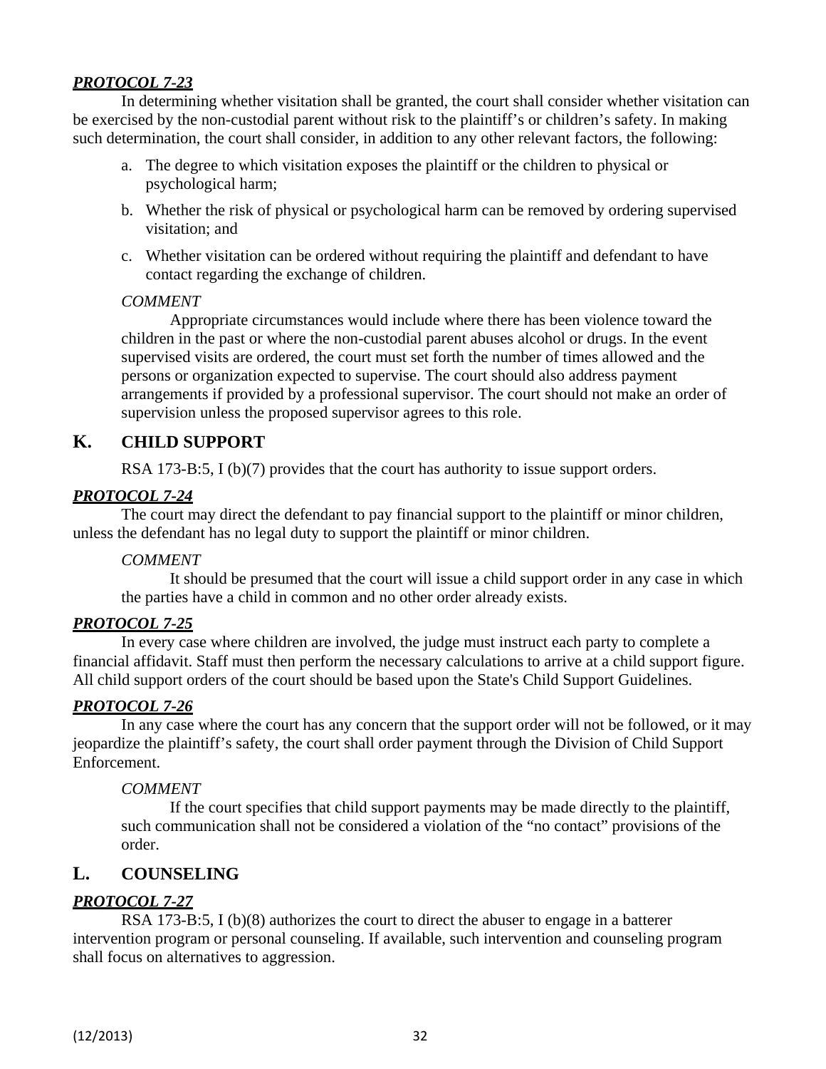***PROTOCOL 7-23***

In determining whether visitation shall be granted, the court shall consider whether visitation can be exercised by the non-custodial parent without risk to the plaintiff's or children's safety. In making such determination, the court shall consider, in addition to any other relevant factors, the following:

a. The degree to which visitation exposes the plaintiff or the children to physical or psychological harm;

b. Whether the risk of physical or psychological harm can be removed by ordering supervised visitation; and

c. Whether visitation can be ordered without requiring the plaintiff and defendant to have contact regarding the exchange of children.

*COMMENT*

Appropriate circumstances would include where there has been violence toward the children in the past or where the non-custodial parent abuses alcohol or drugs. In the event supervised visits are ordered, the court must set forth the number of times allowed and the persons or organization expected to supervise. The court should also address payment arrangements if provided by a professional supervisor. The court should not make an order of supervision unless the proposed supervisor agrees to this role.

## K. CHILD SUPPORT

RSA 173-B:5, I (b)(7) provides that the court has authority to issue support orders.

***PROTOCOL 7-24***

The court may direct the defendant to pay financial support to the plaintiff or minor children, unless the defendant has no legal duty to support the plaintiff or minor children.

*COMMENT*

It should be presumed that the court will issue a child support order in any case in which the parties have a child in common and no other order already exists.

***PROTOCOL 7-25***

In every case where children are involved, the judge must instruct each party to complete a financial affidavit. Staff must then perform the necessary calculations to arrive at a child support figure. All child support orders of the court should be based upon the State's Child Support Guidelines.

***PROTOCOL 7-26***

In any case where the court has any concern that the support order will not be followed, or it may jeopardize the plaintiff's safety, the court shall order payment through the Division of Child Support Enforcement.

*COMMENT*

If the court specifies that child support payments may be made directly to the plaintiff, such communication shall not be considered a violation of the "no contact" provisions of the order.

## L. COUNSELING

***PROTOCOL 7-27***

RSA 173-B:5, I (b)(8) authorizes the court to direct the abuser to engage in a batterer intervention program or personal counseling. If available, such intervention and counseling program shall focus on alternatives to aggression.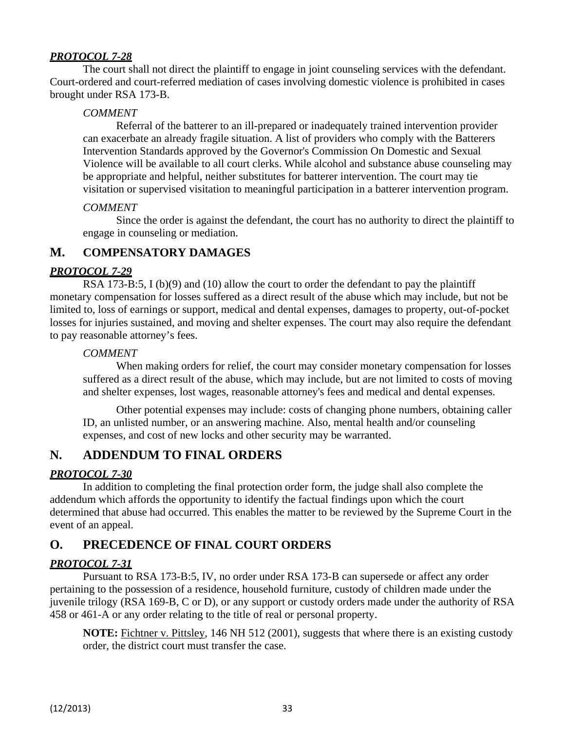***PROTOCOL 7-28***

The court shall not direct the plaintiff to engage in joint counseling services with the defendant. Court-ordered and court-referred mediation of cases involving domestic violence is prohibited in cases brought under RSA 173-B.

> *COMMENT*
>
> Referral of the batterer to an ill-prepared or inadequately trained intervention provider can exacerbate an already fragile situation. A list of providers who comply with the Batterers Intervention Standards approved by the Governor's Commission On Domestic and Sexual Violence will be available to all court clerks. While alcohol and substance abuse counseling may be appropriate and helpful, neither substitutes for batterer intervention. The court may tie visitation or supervised visitation to meaningful participation in a batterer intervention program.
>
> *COMMENT*
>
> Since the order is against the defendant, the court has no authority to direct the plaintiff to engage in counseling or mediation.

## M. COMPENSATORY DAMAGES

***PROTOCOL 7-29***

RSA 173-B:5, I (b)(9) and (10) allow the court to order the defendant to pay the plaintiff monetary compensation for losses suffered as a direct result of the abuse which may include, but not be limited to, loss of earnings or support, medical and dental expenses, damages to property, out-of-pocket losses for injuries sustained, and moving and shelter expenses. The court may also require the defendant to pay reasonable attorney's fees.

> *COMMENT*
>
> When making orders for relief, the court may consider monetary compensation for losses suffered as a direct result of the abuse, which may include, but are not limited to costs of moving and shelter expenses, lost wages, reasonable attorney's fees and medical and dental expenses.
>
> Other potential expenses may include: costs of changing phone numbers, obtaining caller ID, an unlisted number, or an answering machine. Also, mental health and/or counseling expenses, and cost of new locks and other security may be warranted.

## N. ADDENDUM TO FINAL ORDERS

***PROTOCOL 7-30***

In addition to completing the final protection order form, the judge shall also complete the addendum which affords the opportunity to identify the factual findings upon which the court determined that abuse had occurred. This enables the matter to be reviewed by the Supreme Court in the event of an appeal.

## O. PRECEDENCE OF FINAL COURT ORDERS

***PROTOCOL 7-31***

Pursuant to RSA 173-B:5, IV, no order under RSA 173-B can supersede or affect any order pertaining to the possession of a residence, household furniture, custody of children made under the juvenile trilogy (RSA 169-B, C or D), or any support or custody orders made under the authority of RSA 458 or 461-A or any order relating to the title of real or personal property.

> **NOTE:** Fichtner v. Pittsley, 146 NH 512 (2001), suggests that where there is an existing custody order, the district court must transfer the case.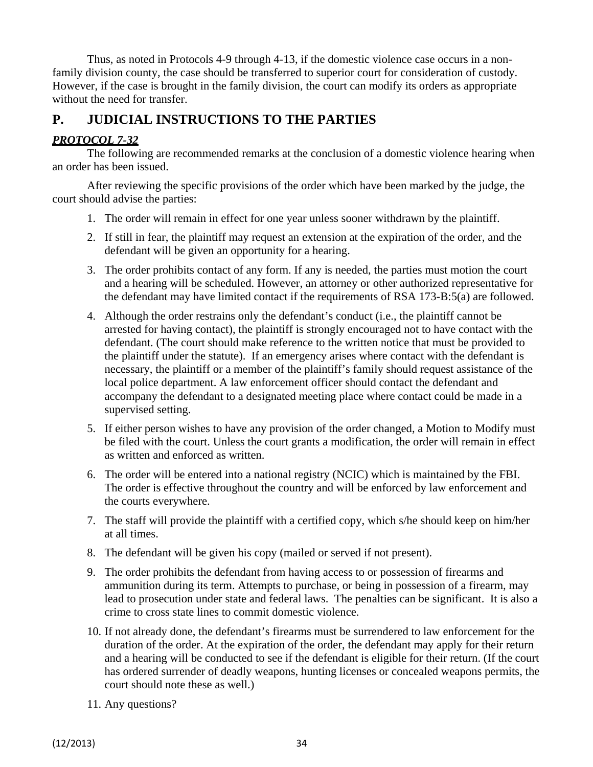Thus, as noted in Protocols 4-9 through 4-13, if the domestic violence case occurs in a non-family division county, the case should be transferred to superior court for consideration of custody. However, if the case is brought in the family division, the court can modify its orders as appropriate without the need for transfer.

## P. JUDICIAL INSTRUCTIONS TO THE PARTIES

### ***PROTOCOL 7-32***

The following are recommended remarks at the conclusion of a domestic violence hearing when an order has been issued.

After reviewing the specific provisions of the order which have been marked by the judge, the court should advise the parties:

1. The order will remain in effect for one year unless sooner withdrawn by the plaintiff.
2. If still in fear, the plaintiff may request an extension at the expiration of the order, and the defendant will be given an opportunity for a hearing.
3. The order prohibits contact of any form. If any is needed, the parties must motion the court and a hearing will be scheduled. However, an attorney or other authorized representative for the defendant may have limited contact if the requirements of RSA 173-B:5(a) are followed.
4. Although the order restrains only the defendant's conduct (i.e., the plaintiff cannot be arrested for having contact), the plaintiff is strongly encouraged not to have contact with the defendant. (The court should make reference to the written notice that must be provided to the plaintiff under the statute). If an emergency arises where contact with the defendant is necessary, the plaintiff or a member of the plaintiff's family should request assistance of the local police department. A law enforcement officer should contact the defendant and accompany the defendant to a designated meeting place where contact could be made in a supervised setting.
5. If either person wishes to have any provision of the order changed, a Motion to Modify must be filed with the court. Unless the court grants a modification, the order will remain in effect as written and enforced as written.
6. The order will be entered into a national registry (NCIC) which is maintained by the FBI. The order is effective throughout the country and will be enforced by law enforcement and the courts everywhere.
7. The staff will provide the plaintiff with a certified copy, which s/he should keep on him/her at all times.
8. The defendant will be given his copy (mailed or served if not present).
9. The order prohibits the defendant from having access to or possession of firearms and ammunition during its term. Attempts to purchase, or being in possession of a firearm, may lead to prosecution under state and federal laws. The penalties can be significant. It is also a crime to cross state lines to commit domestic violence.
10. If not already done, the defendant's firearms must be surrendered to law enforcement for the duration of the order. At the expiration of the order, the defendant may apply for their return and a hearing will be conducted to see if the defendant is eligible for their return. (If the court has ordered surrender of deadly weapons, hunting licenses or concealed weapons permits, the court should note these as well.)
11. Any questions?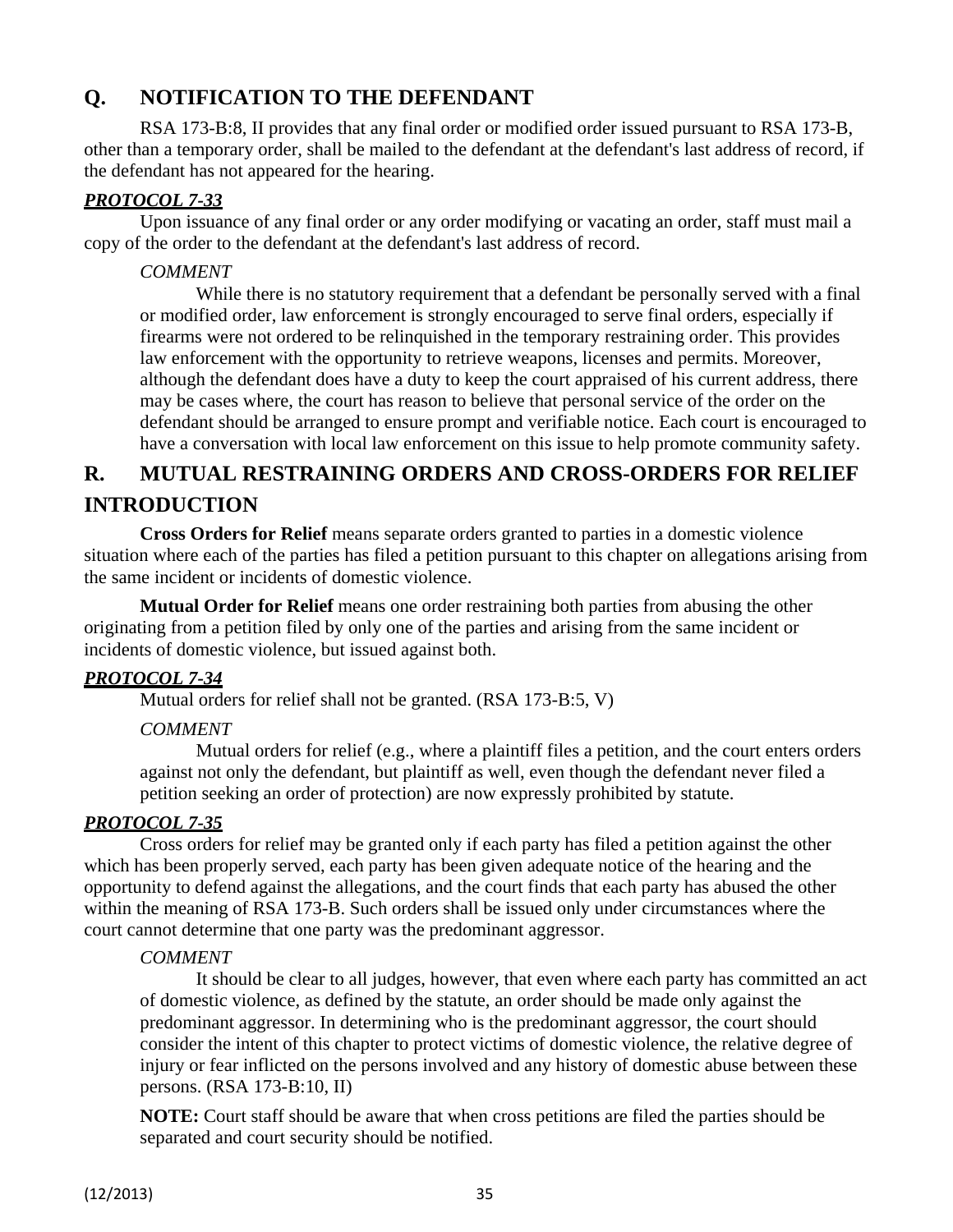## Q. NOTIFICATION TO THE DEFENDANT

RSA 173-B:8, II provides that any final order or modified order issued pursuant to RSA 173-B, other than a temporary order, shall be mailed to the defendant at the defendant's last address of record, if the defendant has not appeared for the hearing.

***PROTOCOL 7-33***

Upon issuance of any final order or any order modifying or vacating an order, staff must mail a copy of the order to the defendant at the defendant's last address of record.

*COMMENT*

While there is no statutory requirement that a defendant be personally served with a final or modified order, law enforcement is strongly encouraged to serve final orders, especially if firearms were not ordered to be relinquished in the temporary restraining order. This provides law enforcement with the opportunity to retrieve weapons, licenses and permits. Moreover, although the defendant does have a duty to keep the court appraised of his current address, there may be cases where, the court has reason to believe that personal service of the order on the defendant should be arranged to ensure prompt and verifiable notice. Each court is encouraged to have a conversation with local law enforcement on this issue to help promote community safety.

## R. MUTUAL RESTRAINING ORDERS AND CROSS-ORDERS FOR RELIEF

## INTRODUCTION

**Cross Orders for Relief** means separate orders granted to parties in a domestic violence situation where each of the parties has filed a petition pursuant to this chapter on allegations arising from the same incident or incidents of domestic violence.

**Mutual Order for Relief** means one order restraining both parties from abusing the other originating from a petition filed by only one of the parties and arising from the same incident or incidents of domestic violence, but issued against both.

***PROTOCOL 7-34***

Mutual orders for relief shall not be granted. (RSA 173-B:5, V)

*COMMENT*

Mutual orders for relief (e.g., where a plaintiff files a petition, and the court enters orders against not only the defendant, but plaintiff as well, even though the defendant never filed a petition seeking an order of protection) are now expressly prohibited by statute.

***PROTOCOL 7-35***

Cross orders for relief may be granted only if each party has filed a petition against the other which has been properly served, each party has been given adequate notice of the hearing and the opportunity to defend against the allegations, and the court finds that each party has abused the other within the meaning of RSA 173-B. Such orders shall be issued only under circumstances where the court cannot determine that one party was the predominant aggressor.

*COMMENT*

It should be clear to all judges, however, that even where each party has committed an act of domestic violence, as defined by the statute, an order should be made only against the predominant aggressor. In determining who is the predominant aggressor, the court should consider the intent of this chapter to protect victims of domestic violence, the relative degree of injury or fear inflicted on the persons involved and any history of domestic abuse between these persons. (RSA 173-B:10, II)

**NOTE:** Court staff should be aware that when cross petitions are filed the parties should be separated and court security should be notified.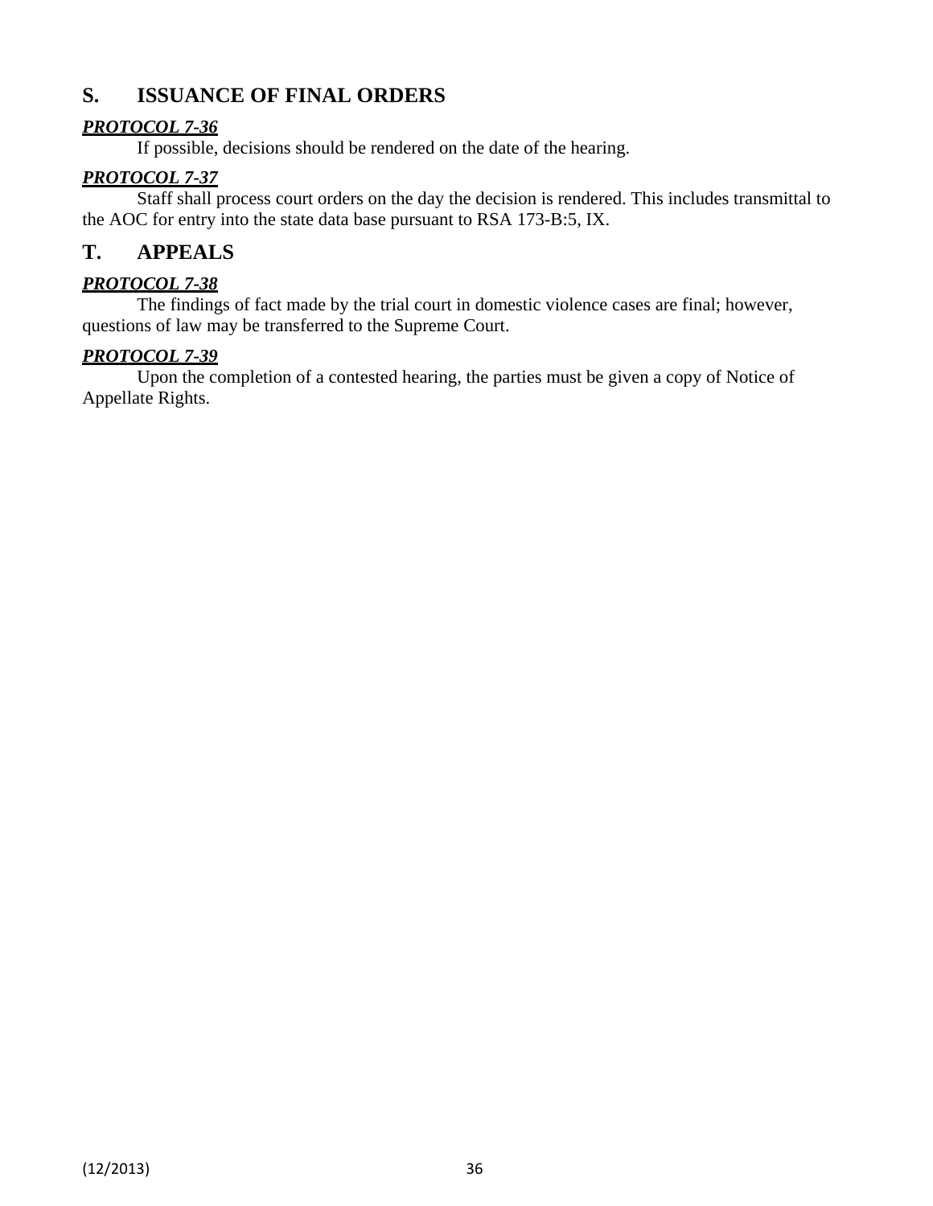## S. ISSUANCE OF FINAL ORDERS

***PROTOCOL 7-36***

If possible, decisions should be rendered on the date of the hearing.

***PROTOCOL 7-37***

Staff shall process court orders on the day the decision is rendered. This includes transmittal to the AOC for entry into the state data base pursuant to RSA 173-B:5, IX.

## T. APPEALS

***PROTOCOL 7-38***

The findings of fact made by the trial court in domestic violence cases are final; however, questions of law may be transferred to the Supreme Court.

***PROTOCOL 7-39***

Upon the completion of a contested hearing, the parties must be given a copy of Notice of Appellate Rights.